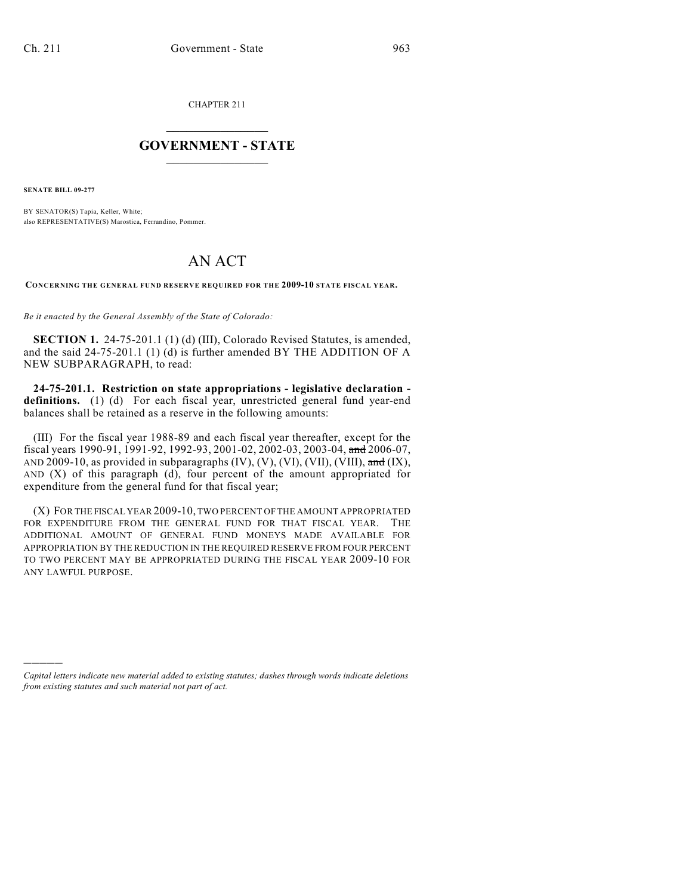CHAPTER 211

# GOVERNMENT - STATE

**SENATE BILL 09-277**

BY SENATOR(S) Tapia, Keller, White;
also REPRESENTATIVE(S) Marostica, Ferrandino, Pommer.

# AN ACT

**CONCERNING THE GENERAL FUND RESERVE REQUIRED FOR THE 2009-10 STATE FISCAL YEAR.**

*Be it enacted by the General Assembly of the State of Colorado:*

**SECTION 1.** 24-75-201.1 (1) (d) (III), Colorado Revised Statutes, is amended, and the said 24-75-201.1 (1) (d) is further amended BY THE ADDITION OF A NEW SUBPARAGRAPH, to read:

**24-75-201.1. Restriction on state appropriations - legislative declaration - definitions.** (1) (d) For each fiscal year, unrestricted general fund year-end balances shall be retained as a reserve in the following amounts:

(III) For the fiscal year 1988-89 and each fiscal year thereafter, except for the fiscal years 1990-91, 1991-92, 1992-93, 2001-02, 2002-03, 2003-04, ~~and~~ 2006-07, AND 2009-10, as provided in subparagraphs (IV), (V), (VI), (VII), (VIII), ~~and~~ (IX), AND (X) of this paragraph (d), four percent of the amount appropriated for expenditure from the general fund for that fiscal year;

(X) FOR THE FISCAL YEAR 2009-10, TWO PERCENT OF THE AMOUNT APPROPRIATED FOR EXPENDITURE FROM THE GENERAL FUND FOR THAT FISCAL YEAR. THE ADDITIONAL AMOUNT OF GENERAL FUND MONEYS MADE AVAILABLE FOR APPROPRIATION BY THE REDUCTION IN THE REQUIRED RESERVE FROM FOUR PERCENT TO TWO PERCENT MAY BE APPROPRIATED DURING THE FISCAL YEAR 2009-10 FOR ANY LAWFUL PURPOSE.

---

*Capital letters indicate new material added to existing statutes; dashes through words indicate deletions from existing statutes and such material not part of act.*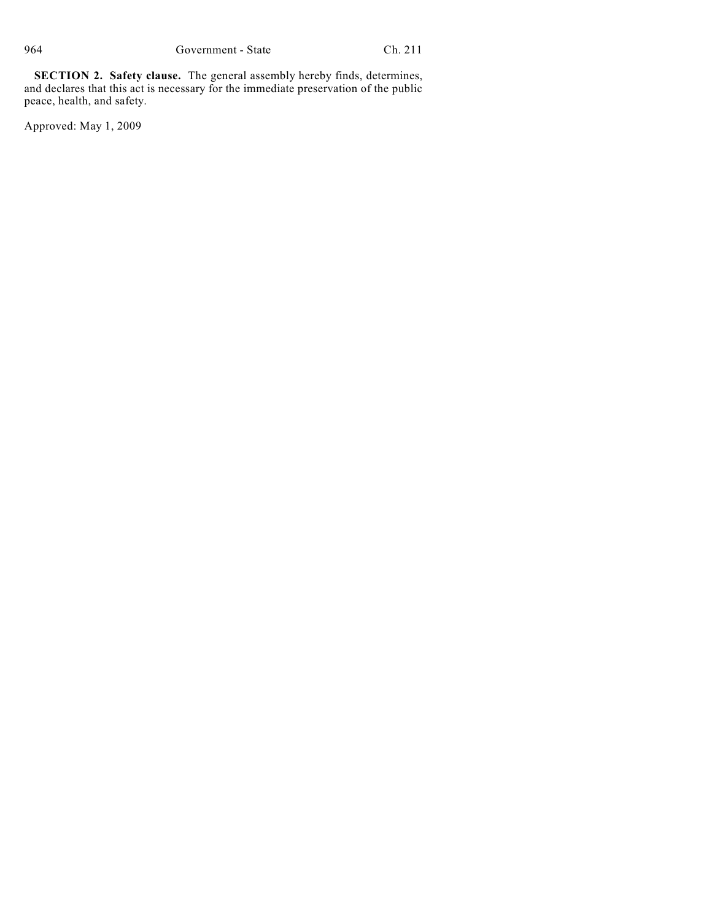**SECTION 2. Safety clause.** The general assembly hereby finds, determines, and declares that this act is necessary for the immediate preservation of the public peace, health, and safety.

Approved: May 1, 2009